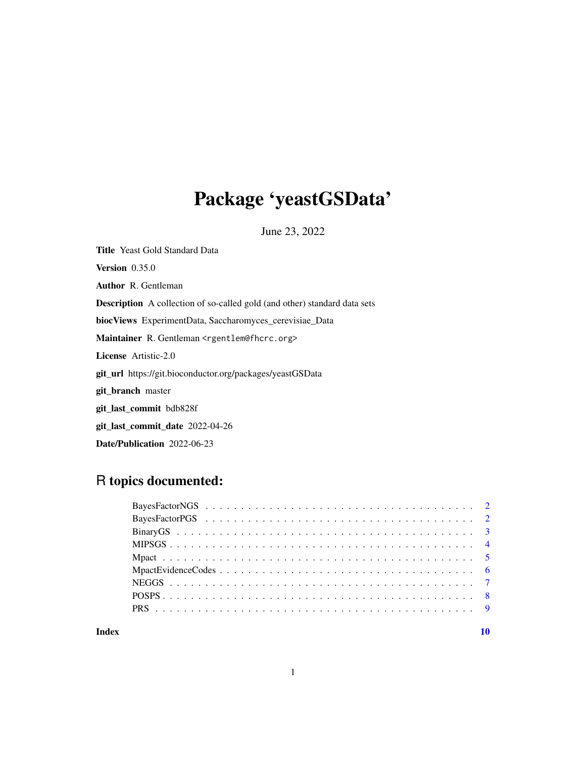# Package 'yeastGSData'

June 23, 2022

**Title** Yeast Gold Standard Data

**Version** 0.35.0

**Author** R. Gentleman

**Description** A collection of so-called gold (and other) standard data sets

**biocViews** ExperimentData, Saccharomyces_cerevisiae_Data

**Maintainer** R. Gentleman <rgentlem@fhcrc.org>

**License** Artistic-2.0

**git_url** https://git.bioconductor.org/packages/yeastGSData

**git_branch** master

**git_last_commit** bdb828f

**git_last_commit_date** 2022-04-26

**Date/Publication** 2022-06-23

## R topics documented:

- BayesFactorNGS . . . . . . . . . . . . . . . . . . . . . . . . . . . . . . . . . . . . 2
- BayesFactorPGS . . . . . . . . . . . . . . . . . . . . . . . . . . . . . . . . . . . . 2
- BinaryGS . . . . . . . . . . . . . . . . . . . . . . . . . . . . . . . . . . . . . . . . 3
- MIPSGS . . . . . . . . . . . . . . . . . . . . . . . . . . . . . . . . . . . . . . . . . 4
- Mpact . . . . . . . . . . . . . . . . . . . . . . . . . . . . . . . . . . . . . . . . . . 5
- MpactEvidenceCodes . . . . . . . . . . . . . . . . . . . . . . . . . . . . . . . . . 6
- NEGGS . . . . . . . . . . . . . . . . . . . . . . . . . . . . . . . . . . . . . . . . . 7
- POSPS . . . . . . . . . . . . . . . . . . . . . . . . . . . . . . . . . . . . . . . . . 8
- PRS . . . . . . . . . . . . . . . . . . . . . . . . . . . . . . . . . . . . . . . . . . . 9

**Index** 10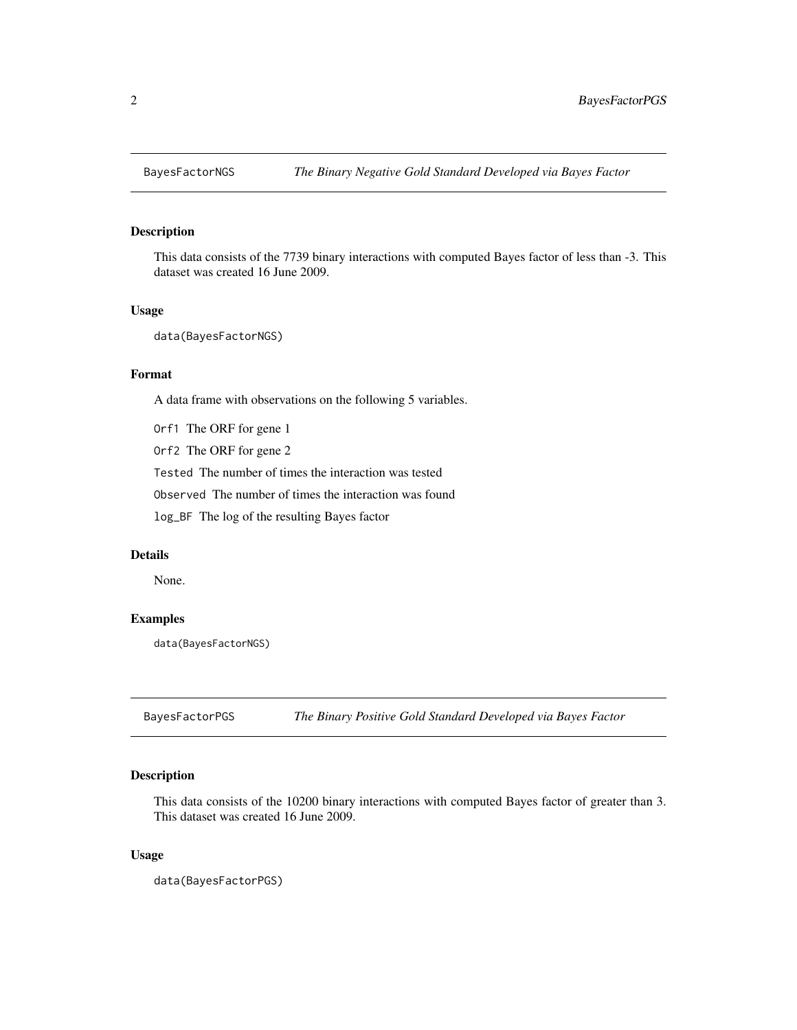## BayesFactorNGS — *The Binary Negative Gold Standard Developed via Bayes Factor*

### Description

This data consists of the 7739 binary interactions with computed Bayes factor of less than -3. This dataset was created 16 June 2009.

### Usage

```
data(BayesFactorNGS)
```

### Format

A data frame with observations on the following 5 variables.

- `Orf1` The ORF for gene 1
- `Orf2` The ORF for gene 2
- `Tested` The number of times the interaction was tested
- `Observed` The number of times the interaction was found
- `log_BF` The log of the resulting Bayes factor

### Details

None.

### Examples

```
data(BayesFactorNGS)
```

## BayesFactorPGS — *The Binary Positive Gold Standard Developed via Bayes Factor*

### Description

This data consists of the 10200 binary interactions with computed Bayes factor of greater than 3. This dataset was created 16 June 2009.

### Usage

```
data(BayesFactorPGS)
```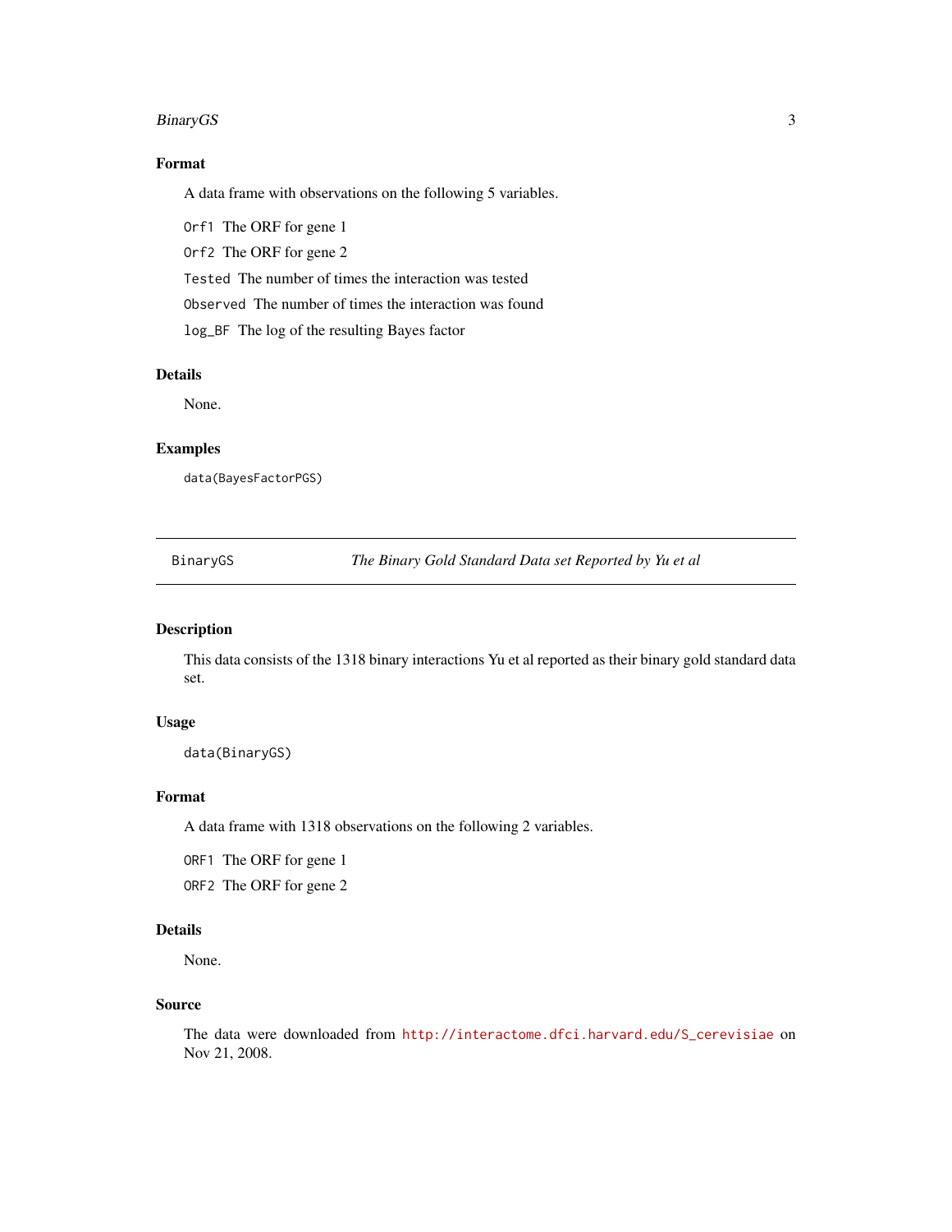### Format

A data frame with observations on the following 5 variables.

`Orf1` The ORF for gene 1

`Orf2` The ORF for gene 2

`Tested` The number of times the interaction was tested

`Observed` The number of times the interaction was found

`log_BF` The log of the resulting Bayes factor

### Details

None.

### Examples

```
data(BayesFactorPGS)
```

---

## BinaryGS — *The Binary Gold Standard Data set Reported by Yu et al*

---

### Description

This data consists of the 1318 binary interactions Yu et al reported as their binary gold standard data set.

### Usage

```
data(BinaryGS)
```

### Format

A data frame with 1318 observations on the following 2 variables.

`ORF1` The ORF for gene 1

`ORF2` The ORF for gene 2

### Details

None.

### Source

The data were downloaded from http://interactome.dfci.harvard.edu/S_cerevisiae on Nov 21, 2008.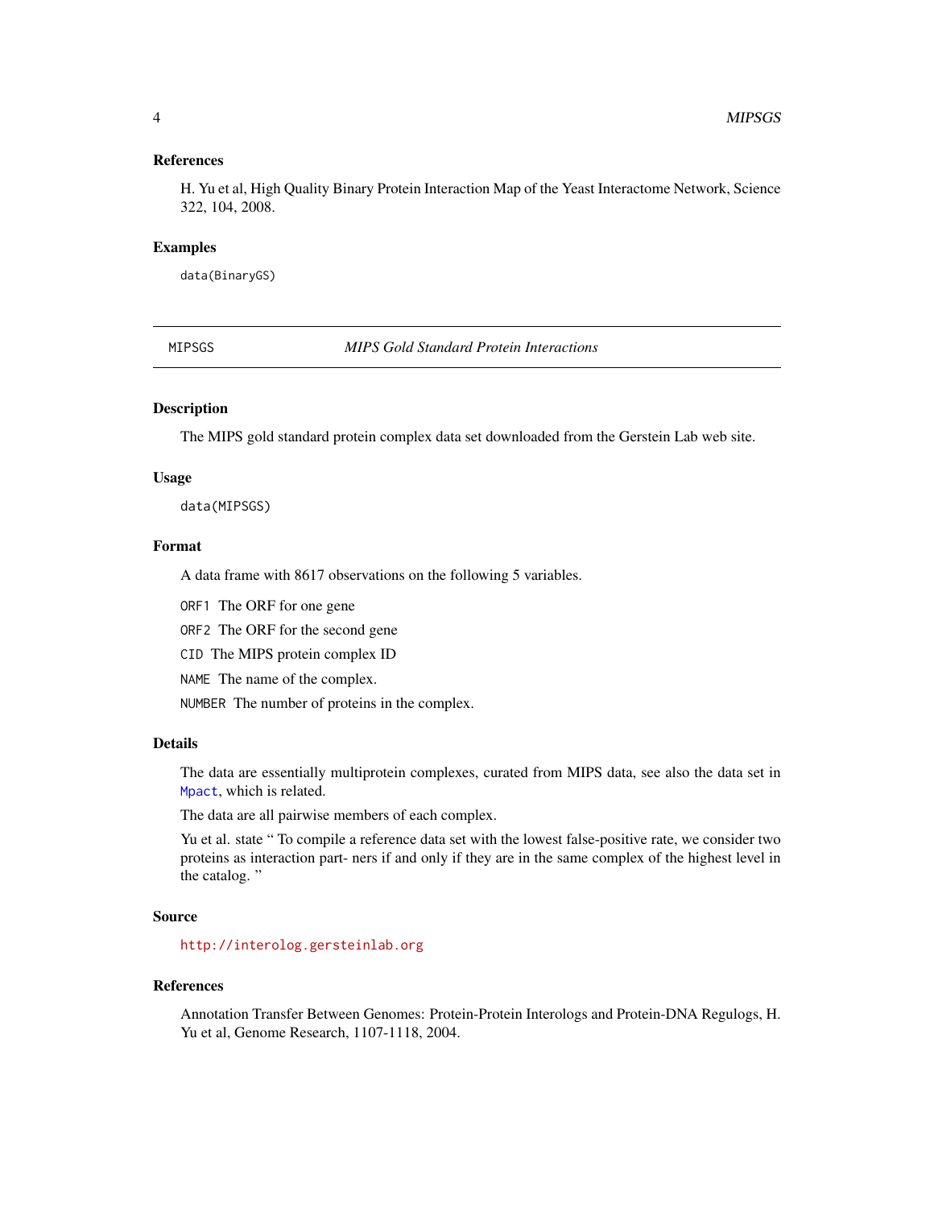### References

H. Yu et al, High Quality Binary Protein Interaction Map of the Yeast Interactome Network, Science 322, 104, 2008.

### Examples

```
data(BinaryGS)
```

---

## MIPSGS — *MIPS Gold Standard Protein Interactions*

### Description

The MIPS gold standard protein complex data set downloaded from the Gerstein Lab web site.

### Usage

```
data(MIPSGS)
```

### Format

A data frame with 8617 observations on the following 5 variables.

- `ORF1` The ORF for one gene
- `ORF2` The ORF for the second gene
- `CID` The MIPS protein complex ID
- `NAME` The name of the complex.
- `NUMBER` The number of proteins in the complex.

### Details

The data are essentially multiprotein complexes, curated from MIPS data, see also the data set in `Mpact`, which is related.

The data are all pairwise members of each complex.

Yu et al. state " To compile a reference data set with the lowest false-positive rate, we consider two proteins as interaction part- ners if and only if they are in the same complex of the highest level in the catalog. "

### Source

http://interolog.gersteinlab.org

### References

Annotation Transfer Between Genomes: Protein-Protein Interologs and Protein-DNA Regulogs, H. Yu et al, Genome Research, 1107-1118, 2004.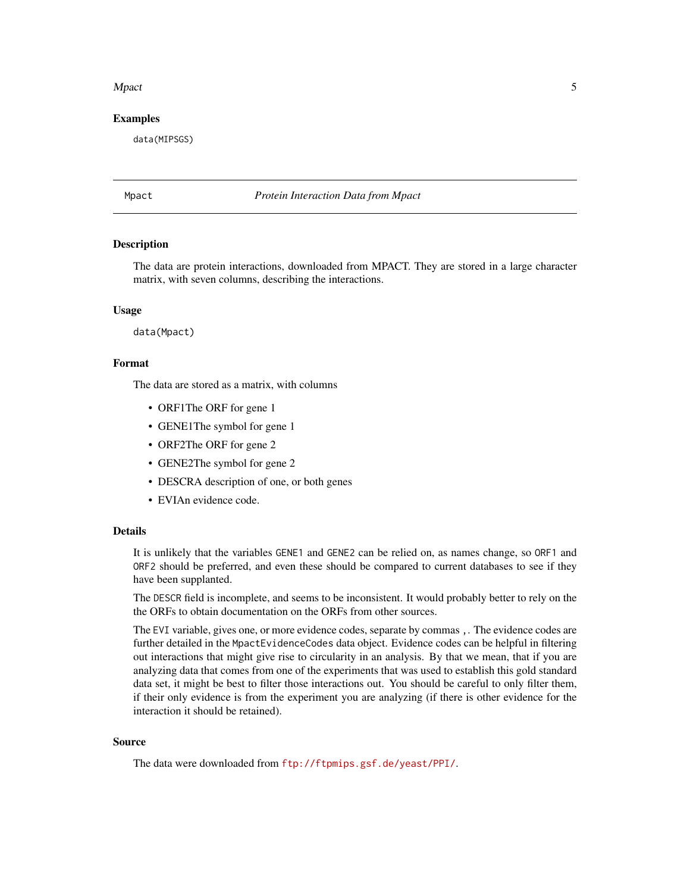### Examples

```
data(MIPSGS)
```

---

## Mpact — *Protein Interaction Data from Mpact*

### Description

The data are protein interactions, downloaded from MPACT. They are stored in a large character matrix, with seven columns, describing the interactions.

### Usage

```
data(Mpact)
```

### Format

The data are stored as a matrix, with columns

- ORF1The ORF for gene 1
- GENE1The symbol for gene 1
- ORF2The ORF for gene 2
- GENE2The symbol for gene 2
- DESCRA description of one, or both genes
- EVIAn evidence code.

### Details

It is unlikely that the variables `GENE1` and `GENE2` can be relied on, as names change, so `ORF1` and `ORF2` should be preferred, and even these should be compared to current databases to see if they have been supplanted.

The `DESCR` field is incomplete, and seems to be inconsistent. It would probably better to rely on the the ORFs to obtain documentation on the ORFs from other sources.

The `EVI` variable, gives one, or more evidence codes, separate by commas `,`. The evidence codes are further detailed in the `MpactEvidenceCodes` data object. Evidence codes can be helpful in filtering out interactions that might give rise to circularity in an analysis. By that we mean, that if you are analyzing data that comes from one of the experiments that was used to establish this gold standard data set, it might be best to filter those interactions out. You should be careful to only filter them, if their only evidence is from the experiment you are analyzing (if there is other evidence for the interaction it should be retained).

### Source

The data were downloaded from ftp://ftpmips.gsf.de/yeast/PPI/.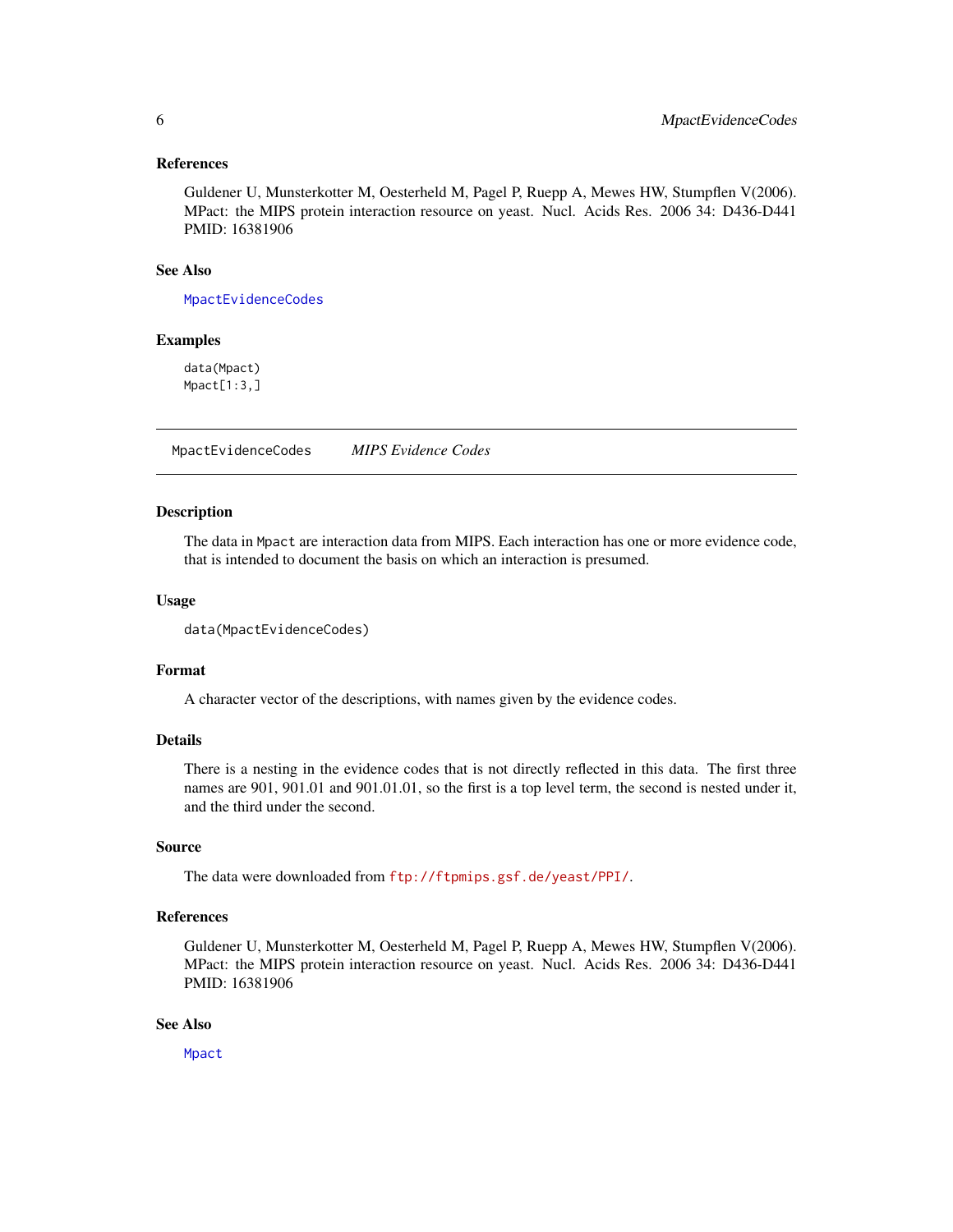### References

Guldener U, Munsterkotter M, Oesterheld M, Pagel P, Ruepp A, Mewes HW, Stumpflen V(2006). MPact: the MIPS protein interaction resource on yeast. Nucl. Acids Res. 2006 34: D436-D441 PMID: 16381906

### See Also

`MpactEvidenceCodes`

### Examples

```
data(Mpact)
Mpact[1:3,]
```

---

## MpactEvidenceCodes — *MIPS Evidence Codes*

### Description

The data in `Mpact` are interaction data from MIPS. Each interaction has one or more evidence code, that is intended to document the basis on which an interaction is presumed.

### Usage

```
data(MpactEvidenceCodes)
```

### Format

A character vector of the descriptions, with names given by the evidence codes.

### Details

There is a nesting in the evidence codes that is not directly reflected in this data. The first three names are 901, 901.01 and 901.01.01, so the first is a top level term, the second is nested under it, and the third under the second.

### Source

The data were downloaded from `ftp://ftpmips.gsf.de/yeast/PPI/`.

### References

Guldener U, Munsterkotter M, Oesterheld M, Pagel P, Ruepp A, Mewes HW, Stumpflen V(2006). MPact: the MIPS protein interaction resource on yeast. Nucl. Acids Res. 2006 34: D436-D441 PMID: 16381906

### See Also

`Mpact`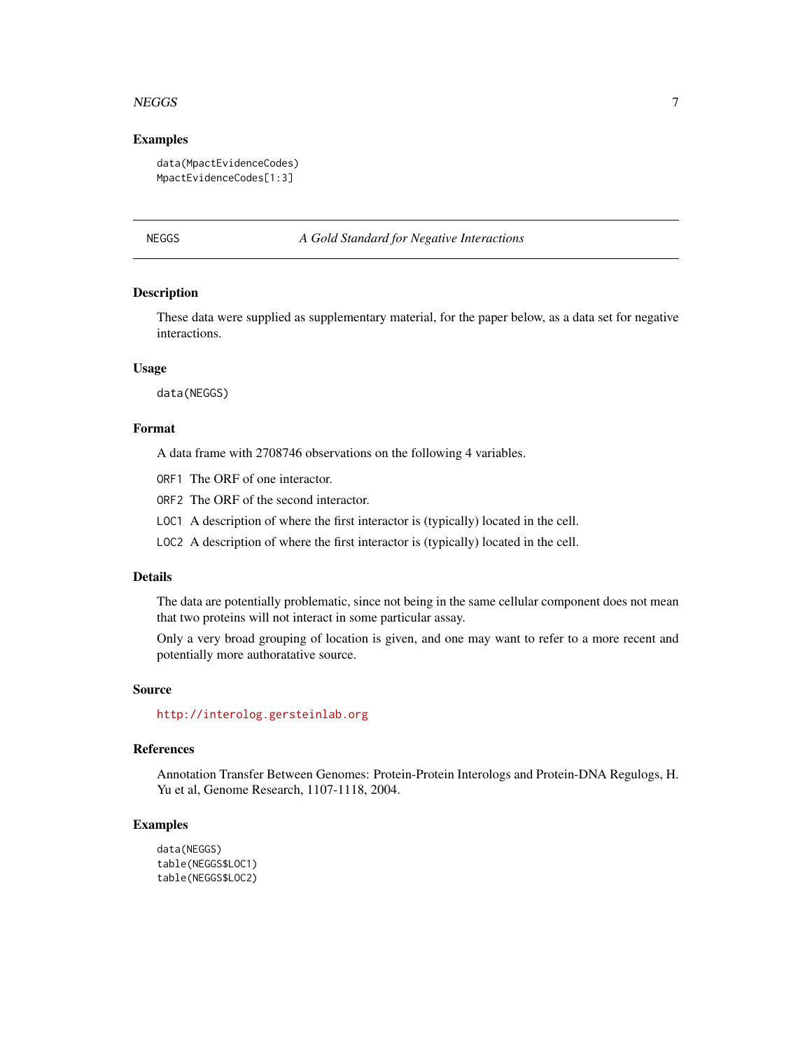## Examples

```
data(MpactEvidenceCodes)
MpactEvidenceCodes[1:3]
```

---

# NEGGS — *A Gold Standard for Negative Interactions*

---

## Description

These data were supplied as supplementary material, for the paper below, as a data set for negative interactions.

## Usage

```
data(NEGGS)
```

## Format

A data frame with 2708746 observations on the following 4 variables.

- `ORF1` The ORF of one interactor.
- `ORF2` The ORF of the second interactor.
- `LOC1` A description of where the first interactor is (typically) located in the cell.
- `LOC2` A description of where the first interactor is (typically) located in the cell.

## Details

The data are potentially problematic, since not being in the same cellular component does not mean that two proteins will not interact in some particular assay.

Only a very broad grouping of location is given, and one may want to refer to a more recent and potentially more authoratative source.

## Source

http://interolog.gersteinlab.org

## References

Annotation Transfer Between Genomes: Protein-Protein Interologs and Protein-DNA Regulogs, H. Yu et al, Genome Research, 1107-1118, 2004.

## Examples

```
data(NEGGS)
table(NEGGS$LOC1)
table(NEGGS$LOC2)
```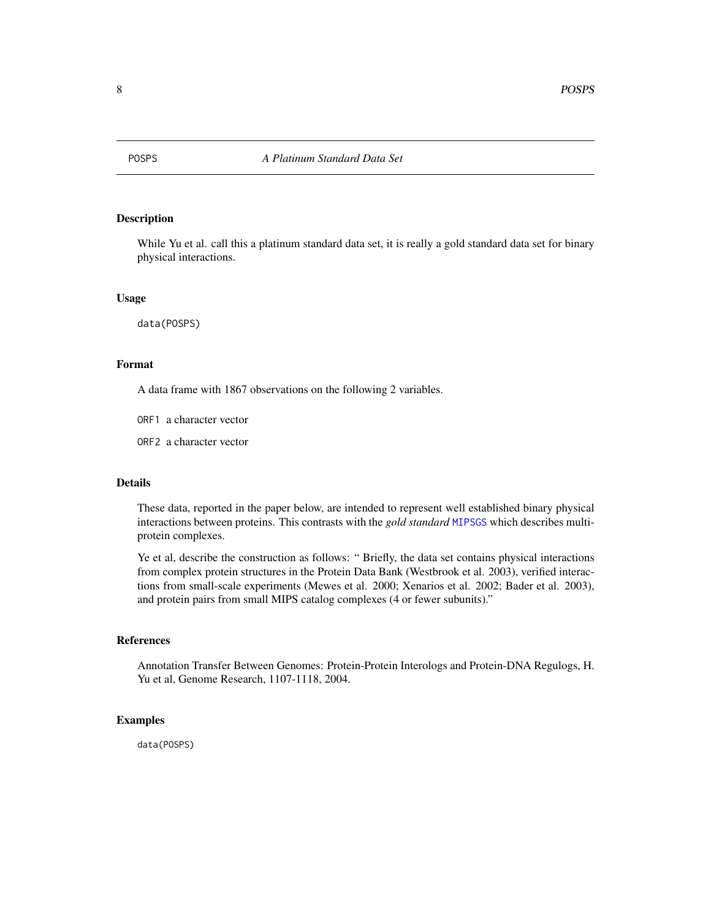POSPS *A Platinum Standard Data Set*

## Description

While Yu et al. call this a platinum standard data set, it is really a gold standard data set for binary physical interactions.

## Usage

```
data(POSPS)
```

## Format

A data frame with 1867 observations on the following 2 variables.

`ORF1` a character vector

`ORF2` a character vector

## Details

These data, reported in the paper below, are intended to represent well established binary physical interactions between proteins. This contrasts with the *gold standard* `MIPSGS` which describes multi-protein complexes.

Ye et al, describe the construction as follows: " Briefly, the data set contains physical interactions from complex protein structures in the Protein Data Bank (Westbrook et al. 2003), verified interactions from small-scale experiments (Mewes et al. 2000; Xenarios et al. 2002; Bader et al. 2003), and protein pairs from small MIPS catalog complexes (4 or fewer subunits)."

## References

Annotation Transfer Between Genomes: Protein-Protein Interologs and Protein-DNA Regulogs, H. Yu et al, Genome Research, 1107-1118, 2004.

## Examples

```
data(POSPS)
```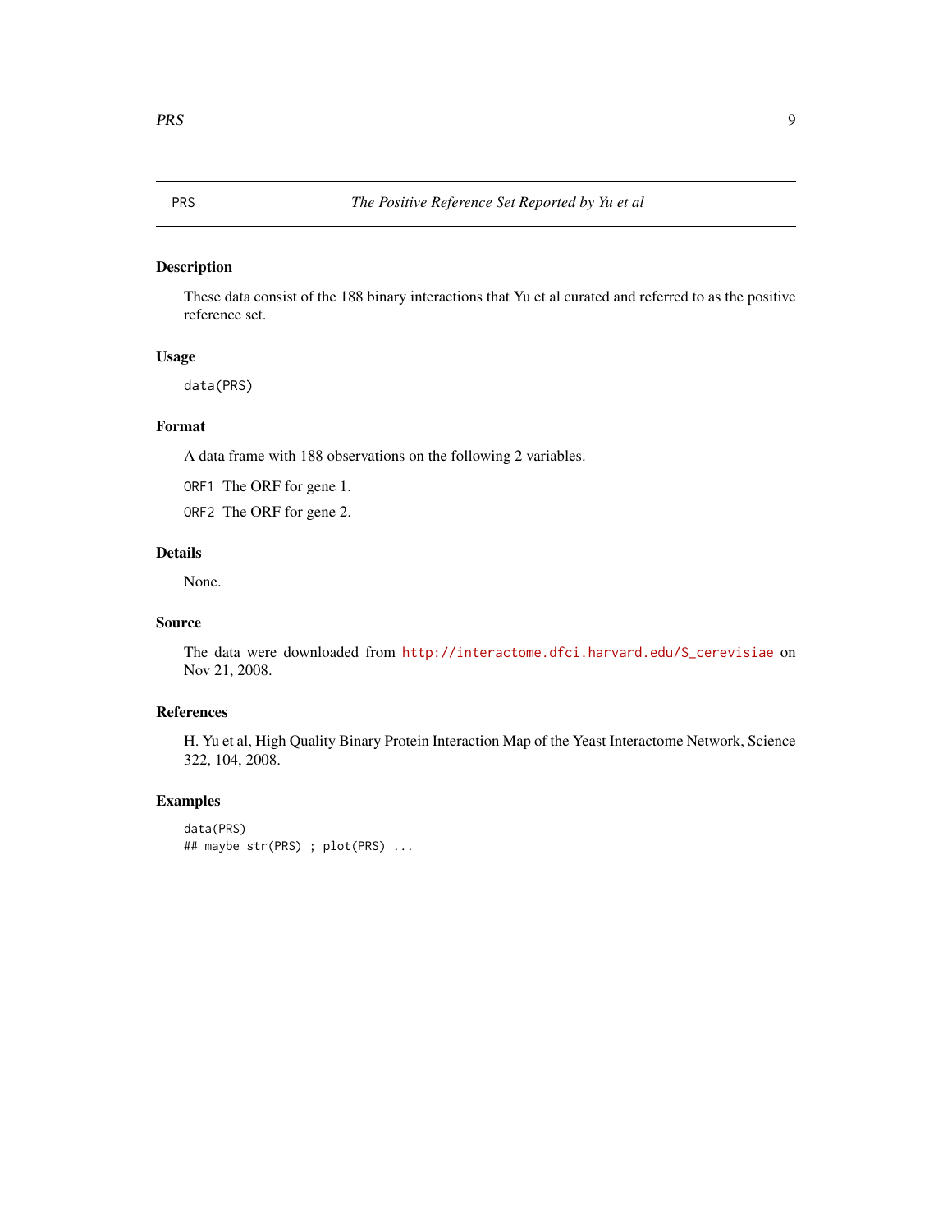## PRS — *The Positive Reference Set Reported by Yu et al*

### Description

These data consist of the 188 binary interactions that Yu et al curated and referred to as the positive reference set.

### Usage

```
data(PRS)
```

### Format

A data frame with 188 observations on the following 2 variables.

`ORF1` The ORF for gene 1.

`ORF2` The ORF for gene 2.

### Details

None.

### Source

The data were downloaded from http://interactome.dfci.harvard.edu/S_cerevisiae on Nov 21, 2008.

### References

H. Yu et al, High Quality Binary Protein Interaction Map of the Yeast Interactome Network, Science 322, 104, 2008.

### Examples

```
data(PRS)
## maybe str(PRS) ; plot(PRS) ...
```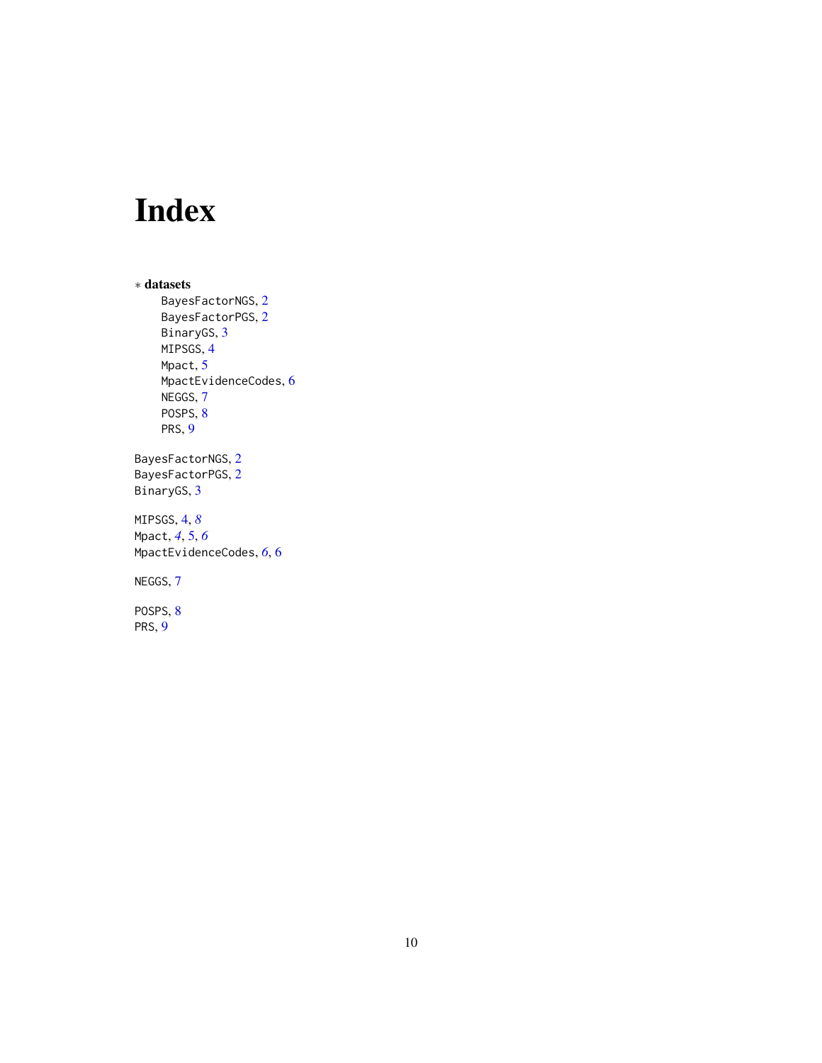# Index

∗ **datasets**

BayesFactorNGS, 2
BayesFactorPGS, 2
BinaryGS, 3
MIPSGS, 4
Mpact, 5
MpactEvidenceCodes, 6
NEGGS, 7
POSPS, 8
PRS, 9

BayesFactorNGS, 2
BayesFactorPGS, 2
BinaryGS, 3

MIPSGS, 4, *8*
Mpact, *4*, 5, *6*
MpactEvidenceCodes, *6*, 6

NEGGS, 7

POSPS, 8
PRS, 9